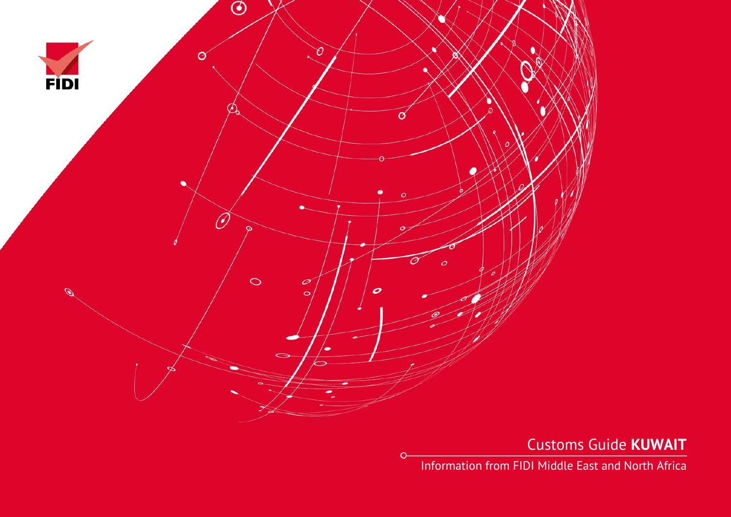FIDI

# Customs Guide **KUWAIT**

Information from FIDI Middle East and North Africa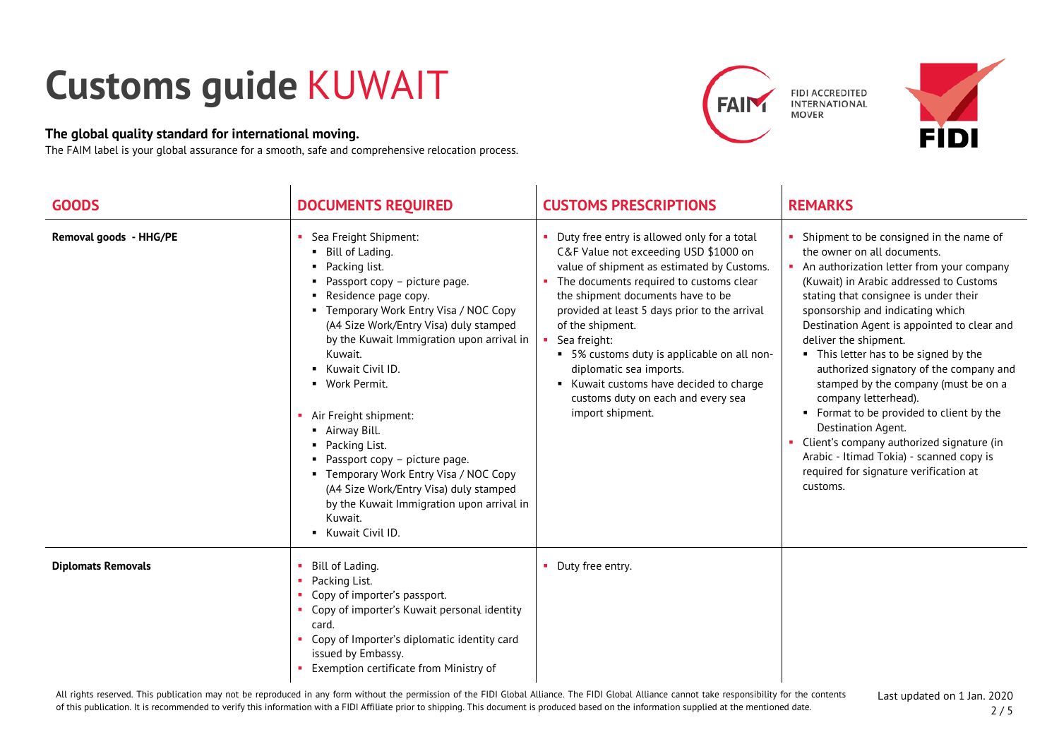# Customs guide KUWAIT

**The global quality standard for international moving.**

The FAIM label is your global assurance for a smooth, safe and comprehensive relocation process.

| GOODS | DOCUMENTS REQUIRED | CUSTOMS PRESCRIPTIONS | REMARKS |
|---|---|---|---|
| **Removal goods - HHG/PE** | ▪ Sea Freight Shipment:<br>▪ Bill of Lading.<br>▪ Packing list.<br>▪ Passport copy – picture page.<br>▪ Residence page copy.<br>▪ Temporary Work Entry Visa / NOC Copy (A4 Size Work/Entry Visa) duly stamped by the Kuwait Immigration upon arrival in Kuwait.<br>▪ Kuwait Civil ID.<br>▪ Work Permit.<br><br>▪ Air Freight shipment:<br>▪ Airway Bill.<br>▪ Packing List.<br>▪ Passport copy – picture page.<br>▪ Temporary Work Entry Visa / NOC Copy (A4 Size Work/Entry Visa) duly stamped by the Kuwait Immigration upon arrival in Kuwait.<br>▪ Kuwait Civil ID. | ▪ Duty free entry is allowed only for a total C&F Value not exceeding USD $1000 on value of shipment as estimated by Customs.<br>▪ The documents required to customs clear the shipment documents have to be provided at least 5 days prior to the arrival of the shipment.<br>▪ Sea freight:<br>▪ 5% customs duty is applicable on all non-diplomatic sea imports.<br>▪ Kuwait customs have decided to charge customs duty on each and every sea import shipment. | ▪ Shipment to be consigned in the name of the owner on all documents.<br>▪ An authorization letter from your company (Kuwait) in Arabic addressed to Customs stating that consignee is under their sponsorship and indicating which Destination Agent is appointed to clear and deliver the shipment.<br>▪ This letter has to be signed by the authorized signatory of the company and stamped by the company (must be on a company letterhead).<br>▪ Format to be provided to client by the Destination Agent.<br>▪ Client's company authorized signature (in Arabic - Itimad Tokia) - scanned copy is required for signature verification at customs. |
| **Diplomats Removals** | ▪ Bill of Lading.<br>▪ Packing List.<br>▪ Copy of importer's passport.<br>▪ Copy of importer's Kuwait personal identity card.<br>▪ Copy of Importer's diplomatic identity card issued by Embassy.<br>▪ Exemption certificate from Ministry of | ▪ Duty free entry. | |

All rights reserved. This publication may not be reproduced in any form without the permission of the FIDI Global Alliance. The FIDI Global Alliance cannot take responsibility for the contents of this publication. It is recommended to verify this information with a FIDI Affiliate prior to shipping. This document is produced based on the information supplied at the mentioned date.

Last updated on 1 Jan. 2020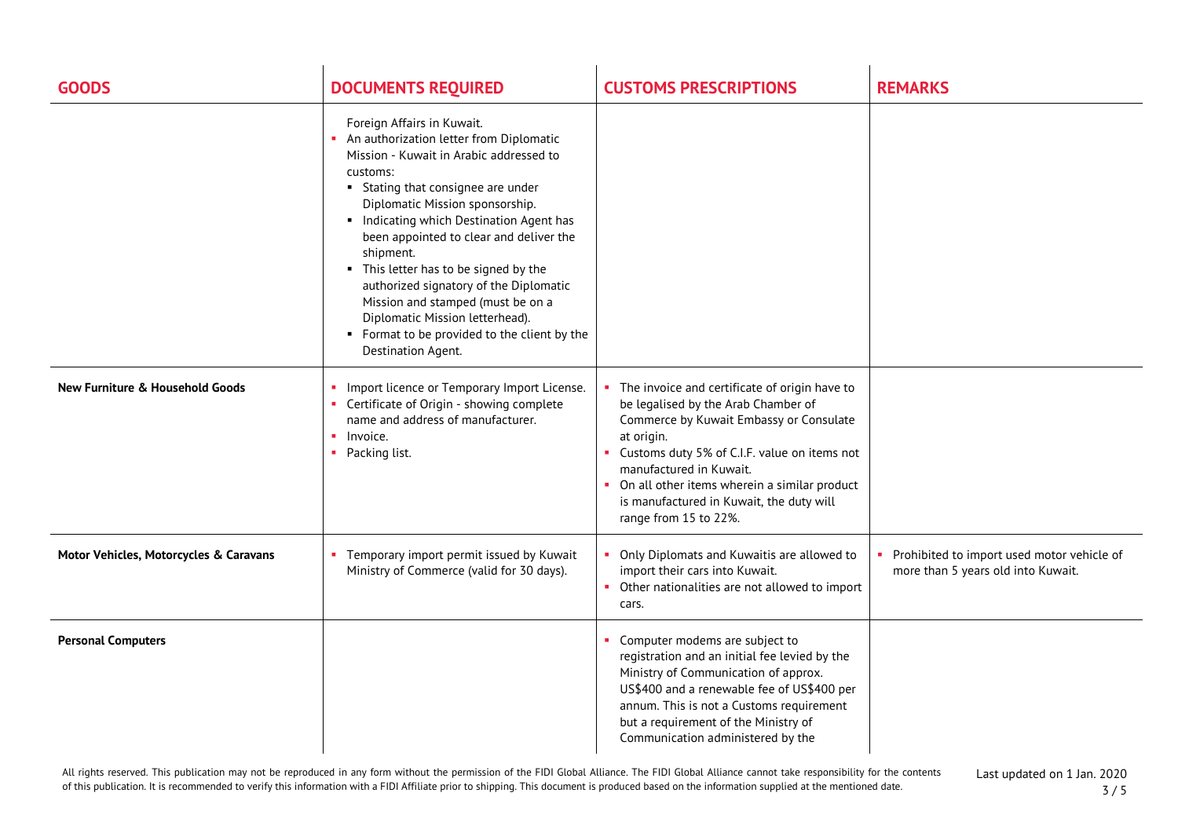| GOODS | DOCUMENTS REQUIRED | CUSTOMS PRESCRIPTIONS | REMARKS |
|---|---|---|---|
| | Foreign Affairs in Kuwait.<br>- An authorization letter from Diplomatic Mission - Kuwait in Arabic addressed to customs:<br>  - Stating that consignee are under Diplomatic Mission sponsorship.<br>  - Indicating which Destination Agent has been appointed to clear and deliver the shipment.<br>  - This letter has to be signed by the authorized signatory of the Diplomatic Mission and stamped (must be on a Diplomatic Mission letterhead).<br>  - Format to be provided to the client by the Destination Agent. | | |
| **New Furniture & Household Goods** | - Import licence or Temporary Import License.<br>- Certificate of Origin - showing complete name and address of manufacturer.<br>- Invoice.<br>- Packing list. | - The invoice and certificate of origin have to be legalised by the Arab Chamber of Commerce by Kuwait Embassy or Consulate at origin.<br>- Customs duty 5% of C.I.F. value on items not manufactured in Kuwait.<br>- On all other items wherein a similar product is manufactured in Kuwait, the duty will range from 15 to 22%. | |
| **Motor Vehicles, Motorcycles & Caravans** | - Temporary import permit issued by Kuwait Ministry of Commerce (valid for 30 days). | - Only Diplomats and Kuwaitis are allowed to import their cars into Kuwait.<br>- Other nationalities are not allowed to import cars. | - Prohibited to import used motor vehicle of more than 5 years old into Kuwait. |
| **Personal Computers** | | - Computer modems are subject to registration and an initial fee levied by the Ministry of Communication of approx. US$400 and a renewable fee of US$400 per annum. This is not a Customs requirement but a requirement of the Ministry of Communication administered by the | |

All rights reserved. This publication may not be reproduced in any form without the permission of the FIDI Global Alliance. The FIDI Global Alliance cannot take responsibility for the contents of this publication. It is recommended to verify this information with a FIDI Affiliate prior to shipping. This document is produced based on the information supplied at the mentioned date.

Last updated on 1 Jan. 2020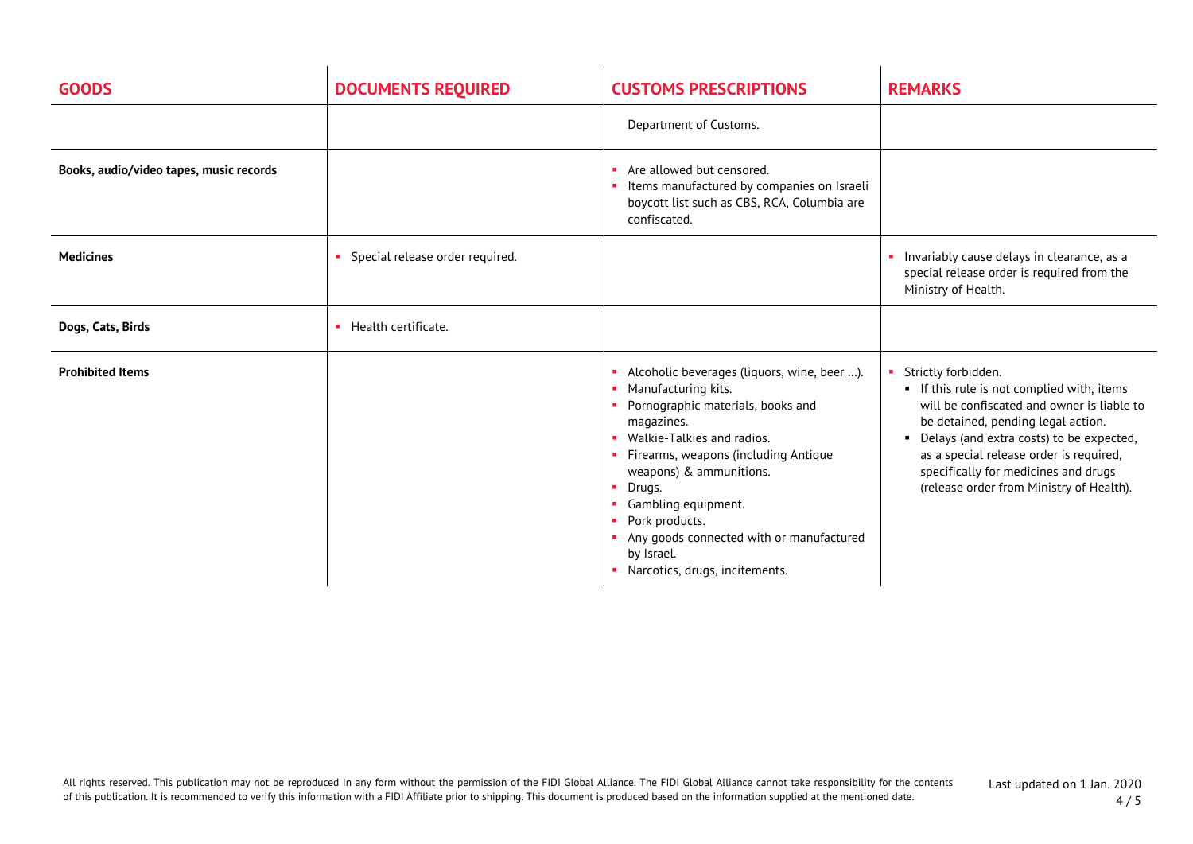| GOODS | DOCUMENTS REQUIRED | CUSTOMS PRESCRIPTIONS | REMARKS |
|---|---|---|---|
| | | Department of Customs. | |
| **Books, audio/video tapes, music records** | | ▪ Are allowed but censored.<br>▪ Items manufactured by companies on Israeli boycott list such as CBS, RCA, Columbia are confiscated. | |
| **Medicines** | ▪ Special release order required. | | ▪ Invariably cause delays in clearance, as a special release order is required from the Ministry of Health. |
| **Dogs, Cats, Birds** | ▪ Health certificate. | | |
| **Prohibited Items** | | ▪ Alcoholic beverages (liquors, wine, beer …).<br>▪ Manufacturing kits.<br>▪ Pornographic materials, books and magazines.<br>▪ Walkie-Talkies and radios.<br>▪ Firearms, weapons (including Antique weapons) & ammunitions.<br>▪ Drugs.<br>▪ Gambling equipment.<br>▪ Pork products.<br>▪ Any goods connected with or manufactured by Israel.<br>▪ Narcotics, drugs, incitements. | ▪ Strictly forbidden.<br>▪ If this rule is not complied with, items will be confiscated and owner is liable to be detained, pending legal action.<br>▪ Delays (and extra costs) to be expected, as a special release order is required, specifically for medicines and drugs (release order from Ministry of Health). |

All rights reserved. This publication may not be reproduced in any form without the permission of the FIDI Global Alliance. The FIDI Global Alliance cannot take responsibility for the contents of this publication. It is recommended to verify this information with a FIDI Affiliate prior to shipping. This document is produced based on the information supplied at the mentioned date.

Last updated on 1 Jan. 2020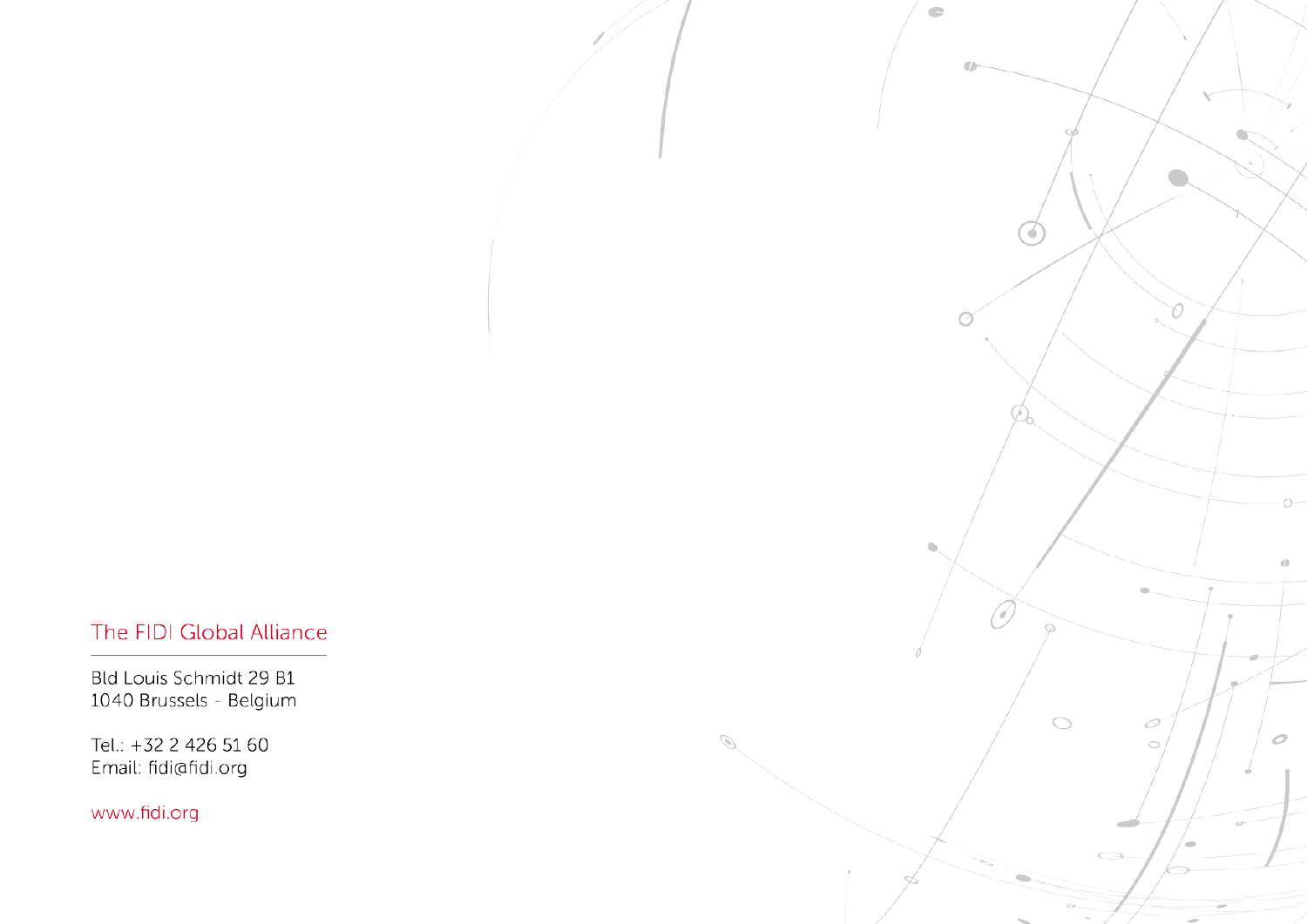The FIDI Global Alliance

---

Bld Louis Schmidt 29 B1
1040 Brussels - Belgium

Tel.: +32 2 426 51 60
Email: fidi@fidi.org

www.fidi.org